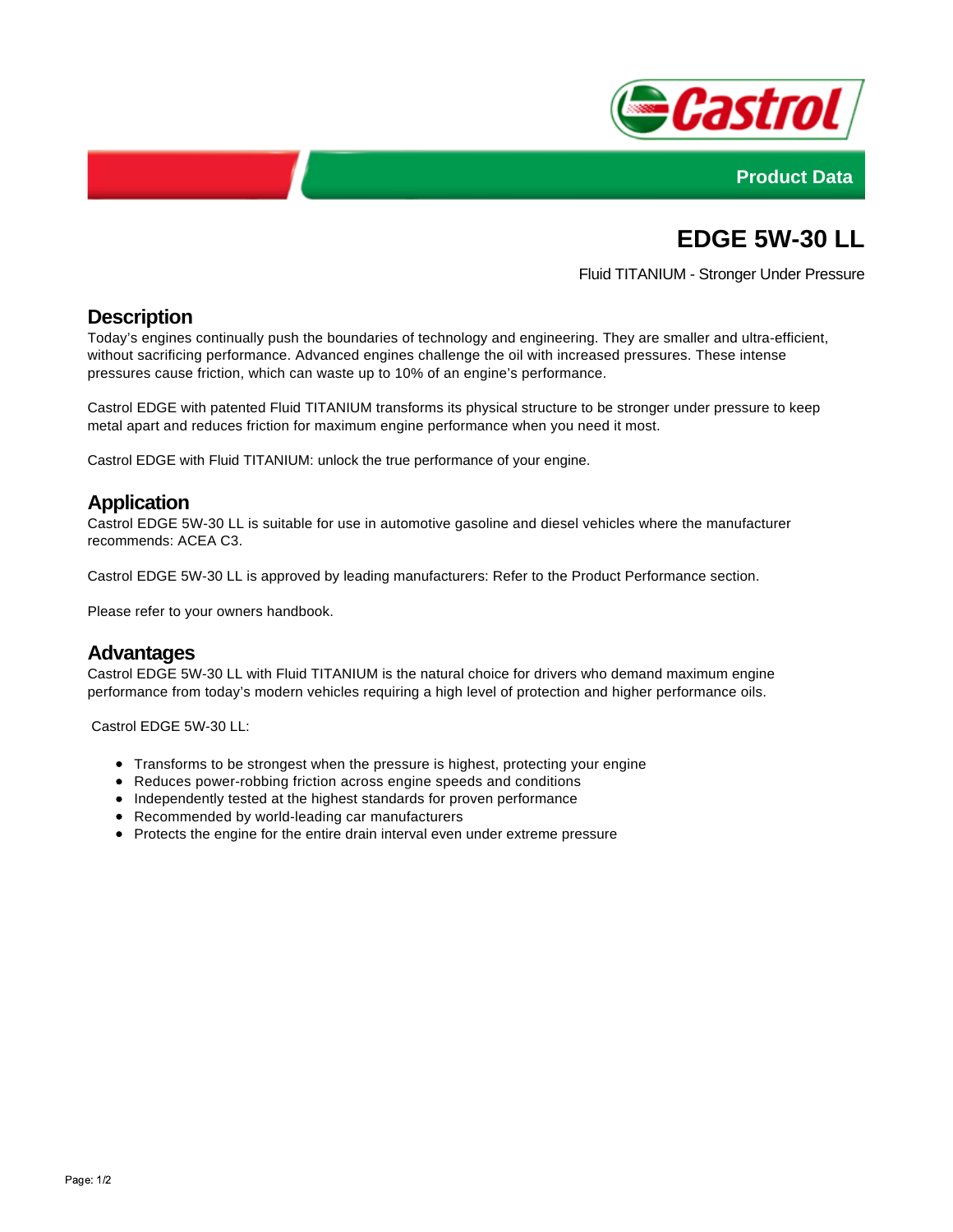Castrol

Product Data

# EDGE 5W-30 LL

Fluid TITANIUM - Stronger Under Pressure

## Description

Today's engines continually push the boundaries of technology and engineering. They are smaller and ultra-efficient, without sacrificing performance. Advanced engines challenge the oil with increased pressures. These intense pressures cause friction, which can waste up to 10% of an engine's performance.

Castrol EDGE with patented Fluid TITANIUM transforms its physical structure to be stronger under pressure to keep metal apart and reduces friction for maximum engine performance when you need it most.

Castrol EDGE with Fluid TITANIUM: unlock the true performance of your engine.

## Application

Castrol EDGE 5W-30 LL is suitable for use in automotive gasoline and diesel vehicles where the manufacturer recommends: ACEA C3.

Castrol EDGE 5W-30 LL is approved by leading manufacturers: Refer to the Product Performance section.

Please refer to your owners handbook.

## Advantages

Castrol EDGE 5W-30 LL with Fluid TITANIUM is the natural choice for drivers who demand maximum engine performance from today's modern vehicles requiring a high level of protection and higher performance oils.

Castrol EDGE 5W-30 LL:

- Transforms to be strongest when the pressure is highest, protecting your engine
- Reduces power-robbing friction across engine speeds and conditions
- Independently tested at the highest standards for proven performance
- Recommended by world-leading car manufacturers
- Protects the engine for the entire drain interval even under extreme pressure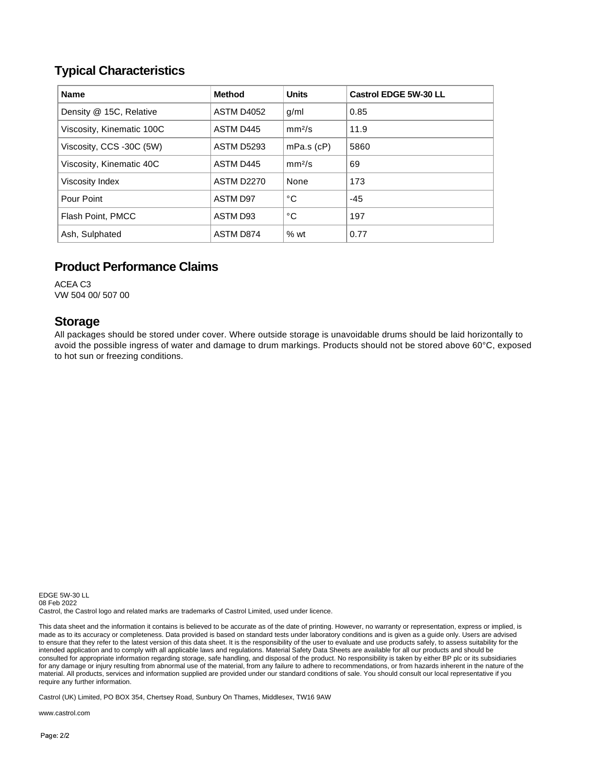## Typical Characteristics

| Name | Method | Units | Castrol EDGE 5W-30 LL |
| --- | --- | --- | --- |
| Density @ 15C, Relative | ASTM D4052 | g/ml | 0.85 |
| Viscosity, Kinematic 100C | ASTM D445 | $mm^2/s$ | 11.9 |
| Viscosity, CCS -30C (5W) | ASTM D5293 | mPa.s (cP) | 5860 |
| Viscosity, Kinematic 40C | ASTM D445 | $mm^2/s$ | 69 |
| Viscosity Index | ASTM D2270 | None | 173 |
| Pour Point | ASTM D97 | °C | -45 |
| Flash Point, PMCC | ASTM D93 | °C | 197 |
| Ash, Sulphated | ASTM D874 | % wt | 0.77 |

## Product Performance Claims

ACEA C3
VW 504 00/ 507 00

## Storage

All packages should be stored under cover. Where outside storage is unavoidable drums should be laid horizontally to avoid the possible ingress of water and damage to drum markings. Products should not be stored above 60°C, exposed to hot sun or freezing conditions.

EDGE 5W-30 LL
08 Feb 2022
Castrol, the Castrol logo and related marks are trademarks of Castrol Limited, used under licence.

This data sheet and the information it contains is believed to be accurate as of the date of printing. However, no warranty or representation, express or implied, is made as to its accuracy or completeness. Data provided is based on standard tests under laboratory conditions and is given as a guide only. Users are advised to ensure that they refer to the latest version of this data sheet. It is the responsibility of the user to evaluate and use products safely, to assess suitability for the intended application and to comply with all applicable laws and regulations. Material Safety Data Sheets are available for all our products and should be consulted for appropriate information regarding storage, safe handling, and disposal of the product. No responsibility is taken by either BP plc or its subsidiaries for any damage or injury resulting from abnormal use of the material, from any failure to adhere to recommendations, or from hazards inherent in the nature of the material. All products, services and information supplied are provided under our standard conditions of sale. You should consult our local representative if you require any further information.

Castrol (UK) Limited, PO BOX 354, Chertsey Road, Sunbury On Thames, Middlesex, TW16 9AW

www.castrol.com